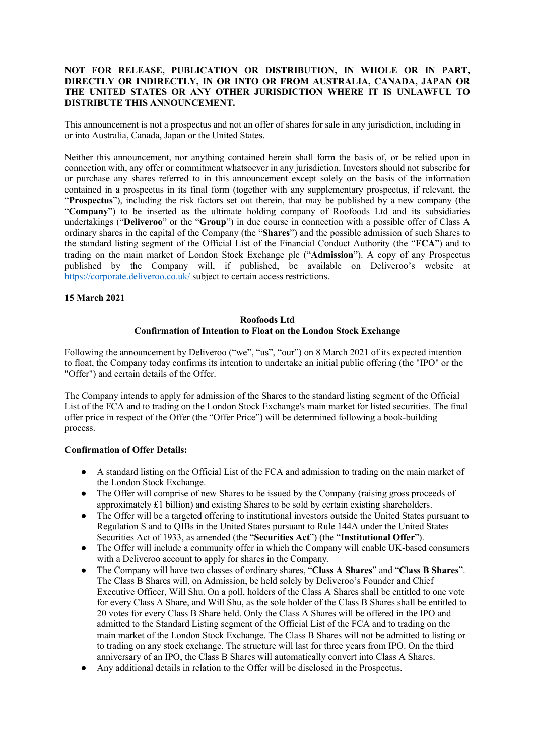**NOT FOR RELEASE, PUBLICATION OR DISTRIBUTION, IN WHOLE OR IN PART, DIRECTLY OR INDIRECTLY, IN OR INTO OR FROM AUSTRALIA, CANADA, JAPAN OR THE UNITED STATES OR ANY OTHER JURISDICTION WHERE IT IS UNLAWFUL TO DISTRIBUTE THIS ANNOUNCEMENT.**

This announcement is not a prospectus and not an offer of shares for sale in any jurisdiction, including in or into Australia, Canada, Japan or the United States.

Neither this announcement, nor anything contained herein shall form the basis of, or be relied upon in connection with, any offer or commitment whatsoever in any jurisdiction. Investors should not subscribe for or purchase any shares referred to in this announcement except solely on the basis of the information contained in a prospectus in its final form (together with any supplementary prospectus, if relevant, the "**Prospectus**"), including the risk factors set out therein, that may be published by a new company (the "**Company**") to be inserted as the ultimate holding company of Roofoods Ltd and its subsidiaries undertakings ("**Deliveroo**" or the "**Group**") in due course in connection with a possible offer of Class A ordinary shares in the capital of the Company (the "**Shares**") and the possible admission of such Shares to the standard listing segment of the Official List of the Financial Conduct Authority (the "**FCA**") and to trading on the main market of London Stock Exchange plc ("**Admission**"). A copy of any Prospectus published by the Company will, if published, be available on Deliveroo's website at https://corporate.deliveroo.co.uk/ subject to certain access restrictions.

**15 March 2021**

**Roofoods Ltd**
**Confirmation of Intention to Float on the London Stock Exchange**

Following the announcement by Deliveroo ("we", "us", "our") on 8 March 2021 of its expected intention to float, the Company today confirms its intention to undertake an initial public offering (the "IPO" or the "Offer") and certain details of the Offer.

The Company intends to apply for admission of the Shares to the standard listing segment of the Official List of the FCA and to trading on the London Stock Exchange's main market for listed securities. The final offer price in respect of the Offer (the "Offer Price") will be determined following a book-building process.

**Confirmation of Offer Details:**

- A standard listing on the Official List of the FCA and admission to trading on the main market of the London Stock Exchange.
- The Offer will comprise of new Shares to be issued by the Company (raising gross proceeds of approximately £1 billion) and existing Shares to be sold by certain existing shareholders.
- The Offer will be a targeted offering to institutional investors outside the United States pursuant to Regulation S and to QIBs in the United States pursuant to Rule 144A under the United States Securities Act of 1933, as amended (the "**Securities Act**") (the "**Institutional Offer**").
- The Offer will include a community offer in which the Company will enable UK-based consumers with a Deliveroo account to apply for shares in the Company.
- The Company will have two classes of ordinary shares, "**Class A Shares**" and "**Class B Shares**". The Class B Shares will, on Admission, be held solely by Deliveroo's Founder and Chief Executive Officer, Will Shu. On a poll, holders of the Class A Shares shall be entitled to one vote for every Class A Share, and Will Shu, as the sole holder of the Class B Shares shall be entitled to 20 votes for every Class B Share held. Only the Class A Shares will be offered in the IPO and admitted to the Standard Listing segment of the Official List of the FCA and to trading on the main market of the London Stock Exchange. The Class B Shares will not be admitted to listing or to trading on any stock exchange. The structure will last for three years from IPO. On the third anniversary of an IPO, the Class B Shares will automatically convert into Class A Shares.
- Any additional details in relation to the Offer will be disclosed in the Prospectus.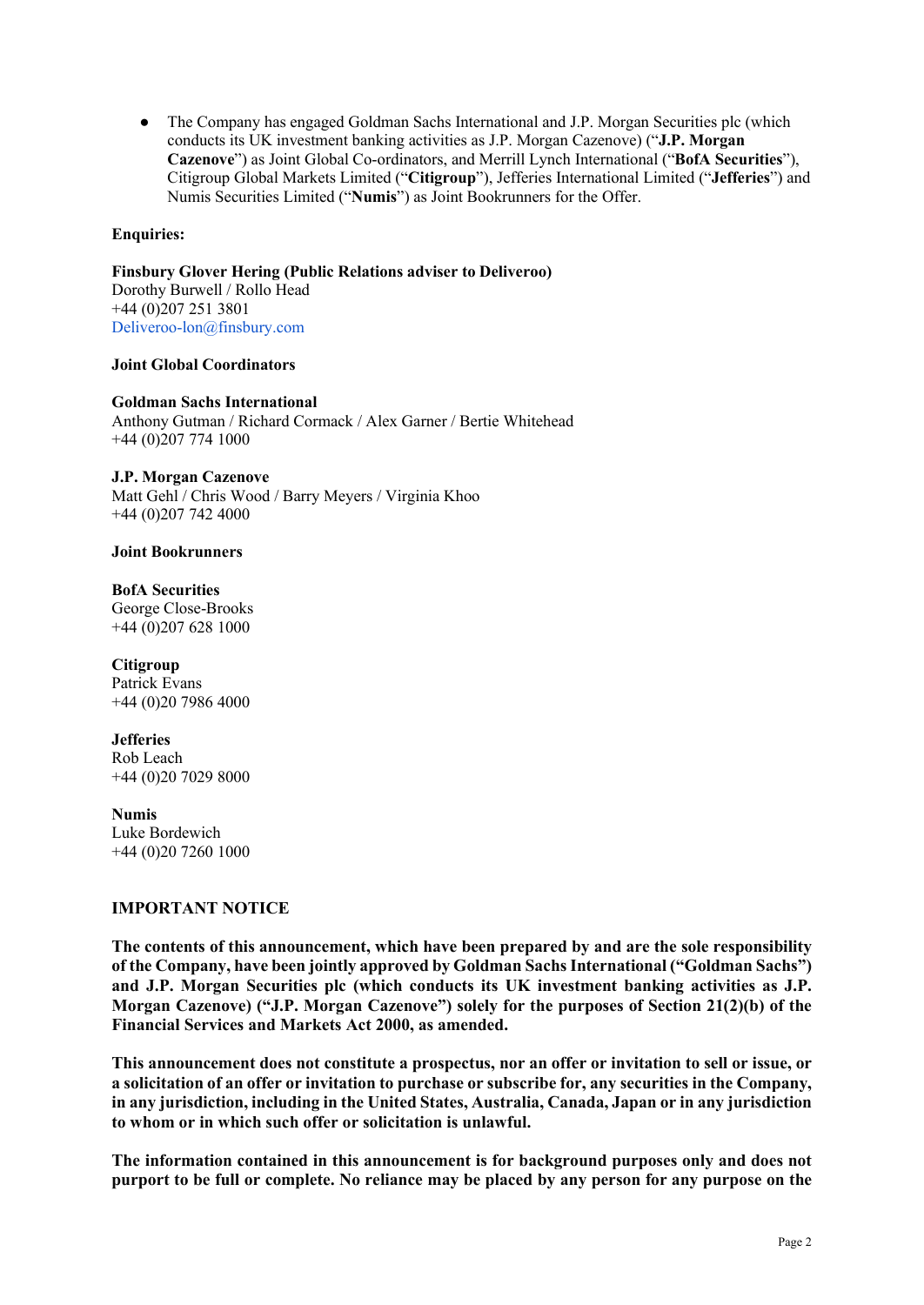- The Company has engaged Goldman Sachs International and J.P. Morgan Securities plc (which conducts its UK investment banking activities as J.P. Morgan Cazenove) ("**J.P. Morgan Cazenove**") as Joint Global Co-ordinators, and Merrill Lynch International ("**BofA Securities**"), Citigroup Global Markets Limited ("**Citigroup**"), Jefferies International Limited ("**Jefferies**") and Numis Securities Limited ("**Numis**") as Joint Bookrunners for the Offer.

**Enquiries:**

**Finsbury Glover Hering (Public Relations adviser to Deliveroo)**
Dorothy Burwell / Rollo Head
+44 (0)207 251 3801
Deliveroo-lon@finsbury.com

**Joint Global Coordinators**

**Goldman Sachs International**
Anthony Gutman / Richard Cormack / Alex Garner / Bertie Whitehead
+44 (0)207 774 1000

**J.P. Morgan Cazenove**
Matt Gehl / Chris Wood / Barry Meyers / Virginia Khoo
+44 (0)207 742 4000

**Joint Bookrunners**

**BofA Securities**
George Close-Brooks
+44 (0)207 628 1000

**Citigroup**
Patrick Evans
+44 (0)20 7986 4000

**Jefferies**
Rob Leach
+44 (0)20 7029 8000

**Numis**
Luke Bordewich
+44 (0)20 7260 1000

## IMPORTANT NOTICE

**The contents of this announcement, which have been prepared by and are the sole responsibility of the Company, have been jointly approved by Goldman Sachs International ("Goldman Sachs") and J.P. Morgan Securities plc (which conducts its UK investment banking activities as J.P. Morgan Cazenove) ("J.P. Morgan Cazenove") solely for the purposes of Section 21(2)(b) of the Financial Services and Markets Act 2000, as amended.**

**This announcement does not constitute a prospectus, nor an offer or invitation to sell or issue, or a solicitation of an offer or invitation to purchase or subscribe for, any securities in the Company, in any jurisdiction, including in the United States, Australia, Canada, Japan or in any jurisdiction to whom or in which such offer or solicitation is unlawful.**

**The information contained in this announcement is for background purposes only and does not purport to be full or complete. No reliance may be placed by any person for any purpose on the**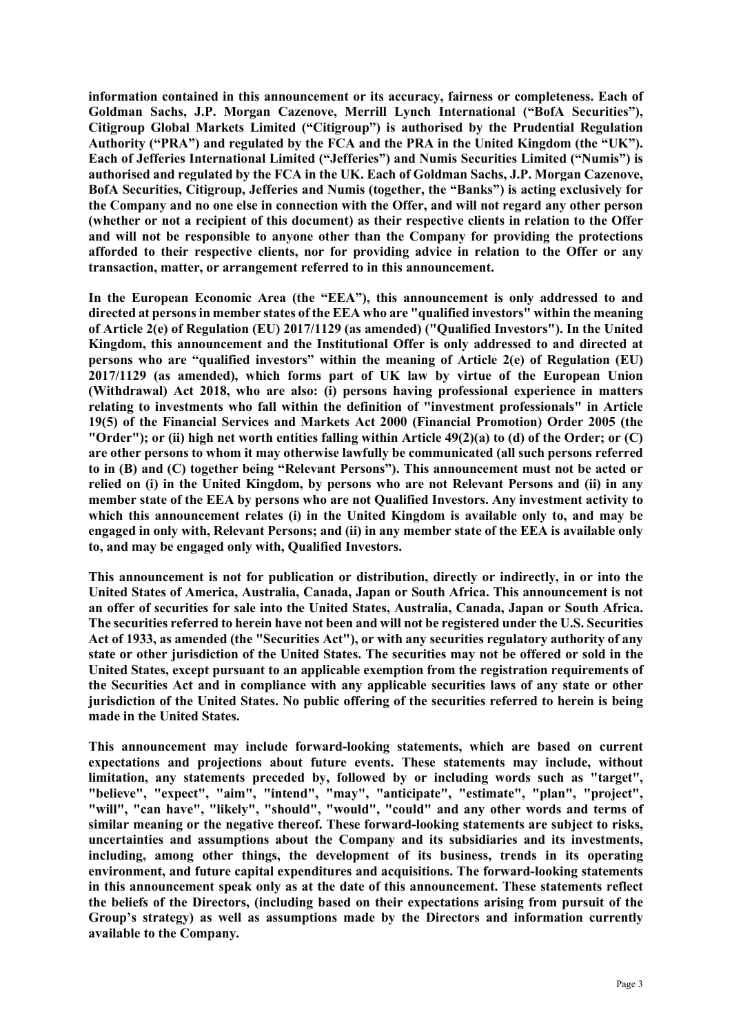**information contained in this announcement or its accuracy, fairness or completeness. Each of Goldman Sachs, J.P. Morgan Cazenove, Merrill Lynch International ("BofA Securities"), Citigroup Global Markets Limited ("Citigroup") is authorised by the Prudential Regulation Authority ("PRA") and regulated by the FCA and the PRA in the United Kingdom (the "UK"). Each of Jefferies International Limited ("Jefferies") and Numis Securities Limited ("Numis") is authorised and regulated by the FCA in the UK. Each of Goldman Sachs, J.P. Morgan Cazenove, BofA Securities, Citigroup, Jefferies and Numis (together, the "Banks") is acting exclusively for the Company and no one else in connection with the Offer, and will not regard any other person (whether or not a recipient of this document) as their respective clients in relation to the Offer and will not be responsible to anyone other than the Company for providing the protections afforded to their respective clients, nor for providing advice in relation to the Offer or any transaction, matter, or arrangement referred to in this announcement.**

**In the European Economic Area (the "EEA"), this announcement is only addressed to and directed at persons in member states of the EEA who are "qualified investors" within the meaning of Article 2(e) of Regulation (EU) 2017/1129 (as amended) ("Qualified Investors"). In the United Kingdom, this announcement and the Institutional Offer is only addressed to and directed at persons who are "qualified investors" within the meaning of Article 2(e) of Regulation (EU) 2017/1129 (as amended), which forms part of UK law by virtue of the European Union (Withdrawal) Act 2018, who are also: (i) persons having professional experience in matters relating to investments who fall within the definition of "investment professionals" in Article 19(5) of the Financial Services and Markets Act 2000 (Financial Promotion) Order 2005 (the "Order"); or (ii) high net worth entities falling within Article 49(2)(a) to (d) of the Order; or (C) are other persons to whom it may otherwise lawfully be communicated (all such persons referred to in (B) and (C) together being "Relevant Persons"). This announcement must not be acted or relied on (i) in the United Kingdom, by persons who are not Relevant Persons and (ii) in any member state of the EEA by persons who are not Qualified Investors. Any investment activity to which this announcement relates (i) in the United Kingdom is available only to, and may be engaged in only with, Relevant Persons; and (ii) in any member state of the EEA is available only to, and may be engaged only with, Qualified Investors.**

**This announcement is not for publication or distribution, directly or indirectly, in or into the United States of America, Australia, Canada, Japan or South Africa. This announcement is not an offer of securities for sale into the United States, Australia, Canada, Japan or South Africa. The securities referred to herein have not been and will not be registered under the U.S. Securities Act of 1933, as amended (the "Securities Act"), or with any securities regulatory authority of any state or other jurisdiction of the United States. The securities may not be offered or sold in the United States, except pursuant to an applicable exemption from the registration requirements of the Securities Act and in compliance with any applicable securities laws of any state or other jurisdiction of the United States. No public offering of the securities referred to herein is being made in the United States.**

**This announcement may include forward-looking statements, which are based on current expectations and projections about future events. These statements may include, without limitation, any statements preceded by, followed by or including words such as "target", "believe", "expect", "aim", "intend", "may", "anticipate", "estimate", "plan", "project", "will", "can have", "likely", "should", "would", "could" and any other words and terms of similar meaning or the negative thereof. These forward-looking statements are subject to risks, uncertainties and assumptions about the Company and its subsidiaries and its investments, including, among other things, the development of its business, trends in its operating environment, and future capital expenditures and acquisitions. The forward-looking statements in this announcement speak only as at the date of this announcement. These statements reflect the beliefs of the Directors, (including based on their expectations arising from pursuit of the Group's strategy) as well as assumptions made by the Directors and information currently available to the Company.**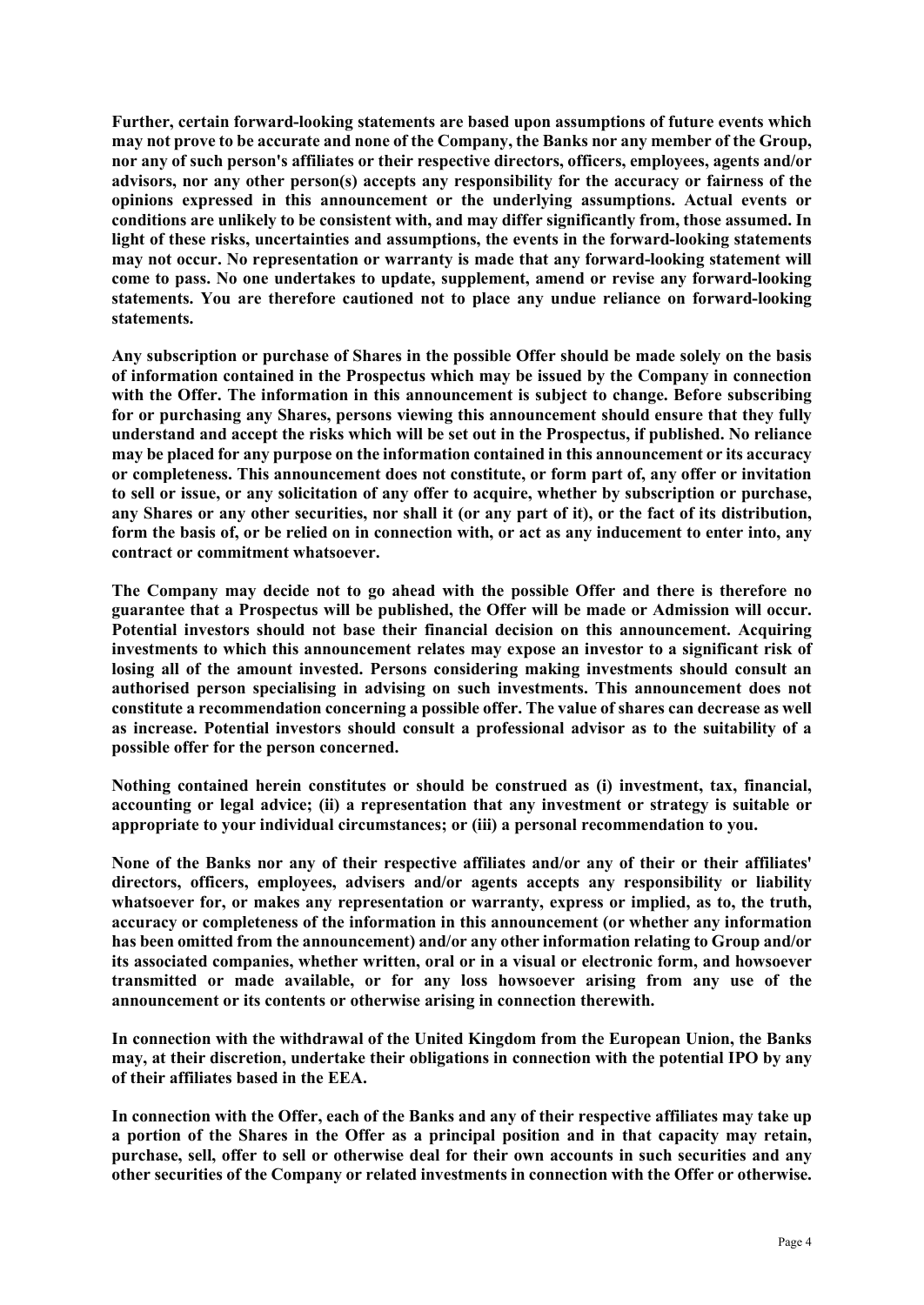**Further, certain forward-looking statements are based upon assumptions of future events which may not prove to be accurate and none of the Company, the Banks nor any member of the Group, nor any of such person's affiliates or their respective directors, officers, employees, agents and/or advisors, nor any other person(s) accepts any responsibility for the accuracy or fairness of the opinions expressed in this announcement or the underlying assumptions. Actual events or conditions are unlikely to be consistent with, and may differ significantly from, those assumed. In light of these risks, uncertainties and assumptions, the events in the forward-looking statements may not occur. No representation or warranty is made that any forward-looking statement will come to pass. No one undertakes to update, supplement, amend or revise any forward-looking statements. You are therefore cautioned not to place any undue reliance on forward-looking statements.**

**Any subscription or purchase of Shares in the possible Offer should be made solely on the basis of information contained in the Prospectus which may be issued by the Company in connection with the Offer. The information in this announcement is subject to change. Before subscribing for or purchasing any Shares, persons viewing this announcement should ensure that they fully understand and accept the risks which will be set out in the Prospectus, if published. No reliance may be placed for any purpose on the information contained in this announcement or its accuracy or completeness. This announcement does not constitute, or form part of, any offer or invitation to sell or issue, or any solicitation of any offer to acquire, whether by subscription or purchase, any Shares or any other securities, nor shall it (or any part of it), or the fact of its distribution, form the basis of, or be relied on in connection with, or act as any inducement to enter into, any contract or commitment whatsoever.**

**The Company may decide not to go ahead with the possible Offer and there is therefore no guarantee that a Prospectus will be published, the Offer will be made or Admission will occur. Potential investors should not base their financial decision on this announcement. Acquiring investments to which this announcement relates may expose an investor to a significant risk of losing all of the amount invested. Persons considering making investments should consult an authorised person specialising in advising on such investments. This announcement does not constitute a recommendation concerning a possible offer. The value of shares can decrease as well as increase. Potential investors should consult a professional advisor as to the suitability of a possible offer for the person concerned.**

**Nothing contained herein constitutes or should be construed as (i) investment, tax, financial, accounting or legal advice; (ii) a representation that any investment or strategy is suitable or appropriate to your individual circumstances; or (iii) a personal recommendation to you.**

**None of the Banks nor any of their respective affiliates and/or any of their or their affiliates' directors, officers, employees, advisers and/or agents accepts any responsibility or liability whatsoever for, or makes any representation or warranty, express or implied, as to, the truth, accuracy or completeness of the information in this announcement (or whether any information has been omitted from the announcement) and/or any other information relating to Group and/or its associated companies, whether written, oral or in a visual or electronic form, and howsoever transmitted or made available, or for any loss howsoever arising from any use of the announcement or its contents or otherwise arising in connection therewith.**

**In connection with the withdrawal of the United Kingdom from the European Union, the Banks may, at their discretion, undertake their obligations in connection with the potential IPO by any of their affiliates based in the EEA.**

**In connection with the Offer, each of the Banks and any of their respective affiliates may take up a portion of the Shares in the Offer as a principal position and in that capacity may retain, purchase, sell, offer to sell or otherwise deal for their own accounts in such securities and any other securities of the Company or related investments in connection with the Offer or otherwise.**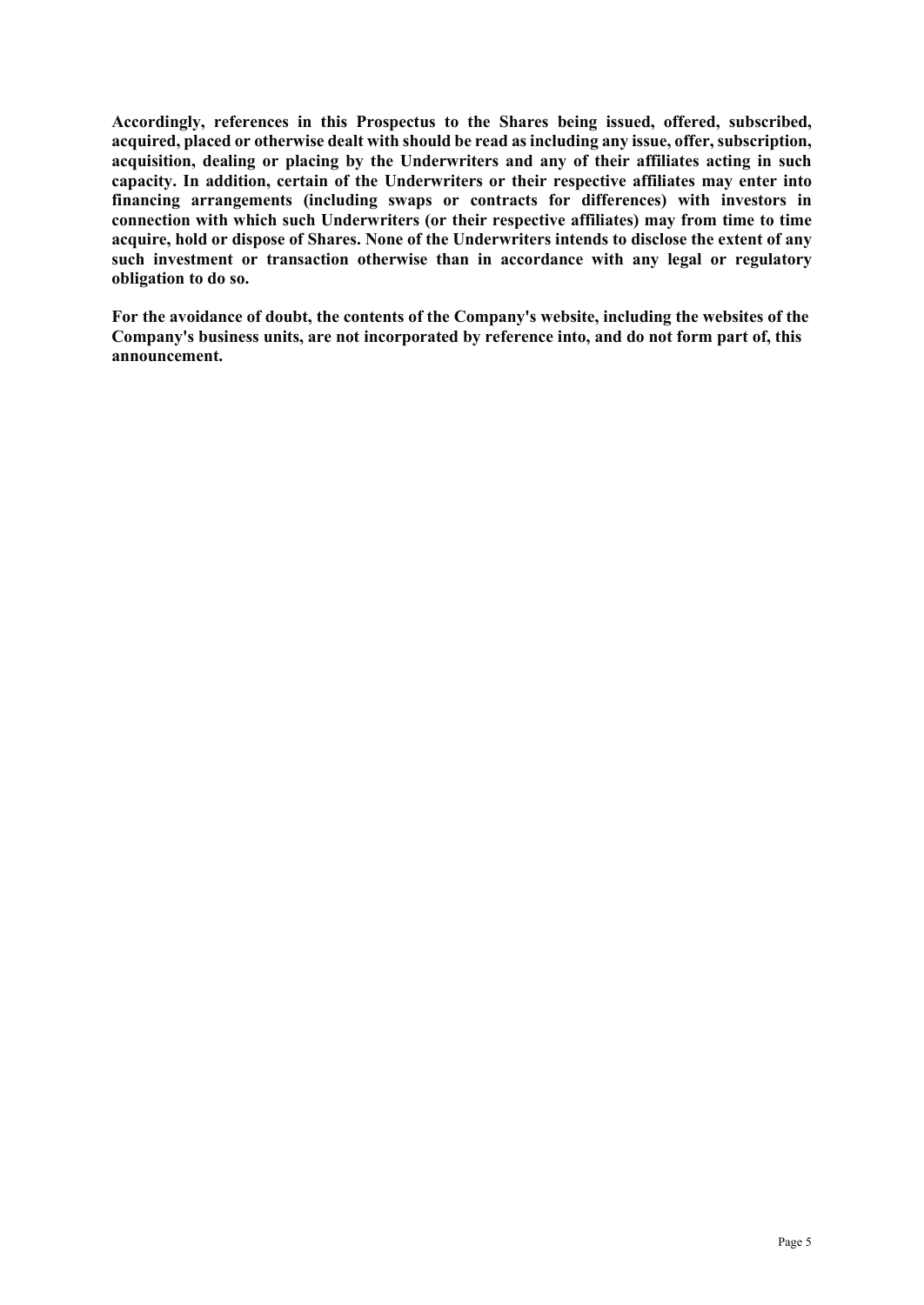**Accordingly, references in this Prospectus to the Shares being issued, offered, subscribed, acquired, placed or otherwise dealt with should be read as including any issue, offer, subscription, acquisition, dealing or placing by the Underwriters and any of their affiliates acting in such capacity. In addition, certain of the Underwriters or their respective affiliates may enter into financing arrangements (including swaps or contracts for differences) with investors in connection with which such Underwriters (or their respective affiliates) may from time to time acquire, hold or dispose of Shares. None of the Underwriters intends to disclose the extent of any such investment or transaction otherwise than in accordance with any legal or regulatory obligation to do so.**

**For the avoidance of doubt, the contents of the Company's website, including the websites of the Company's business units, are not incorporated by reference into, and do not form part of, this announcement.**